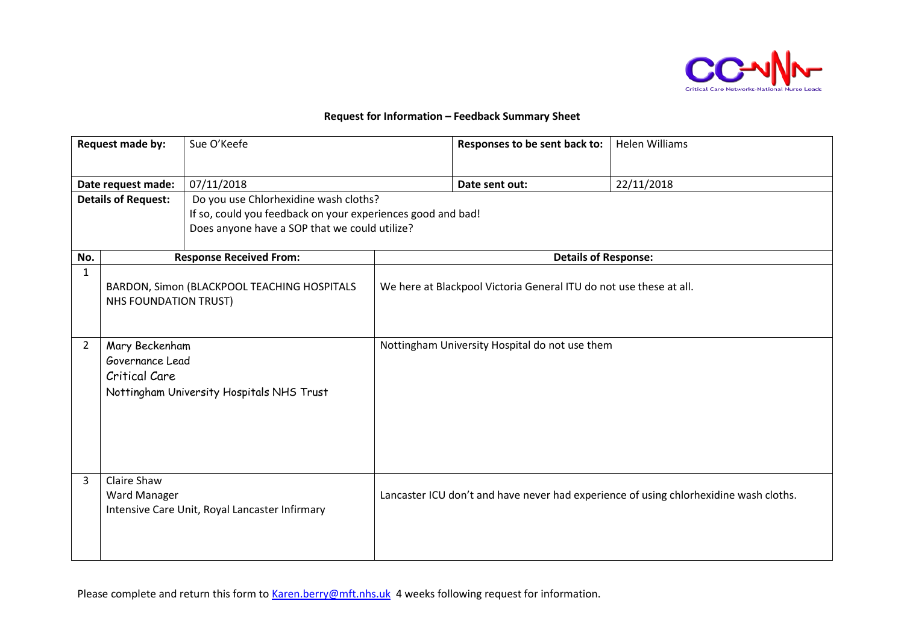## Request for Information – Feedback Summary Sheet

| Request made by: | Sue O'Keefe | Responses to be sent back to: | Helen Williams |
|---|---|---|---|
| Date request made: | 07/11/2018 | Date sent out: | 22/11/2018 |
| Details of Request: | Do you use Chlorhexidine wash cloths?<br>If so, could you feedback on your experiences good and bad!<br>Does anyone have a SOP that we could utilize? | | |

| No. | Response Received From: | Details of Response: |
|---|---|---|
| 1 | BARDON, Simon (BLACKPOOL TEACHING HOSPITALS NHS FOUNDATION TRUST) | We here at Blackpool Victoria General ITU do not use these at all. |
| 2 | Mary Beckenham<br>Governance Lead<br>Critical Care<br>Nottingham University Hospitals NHS Trust | Nottingham University Hospital do not use them |
| 3 | Claire Shaw<br>Ward Manager<br>Intensive Care Unit, Royal Lancaster Infirmary | Lancaster ICU don't and have never had experience of using chlorhexidine wash cloths. |

Please complete and return this form to [Karen.berry@mft.nhs.uk](mailto:Karen.berry@mft.nhs.uk) 4 weeks following request for information.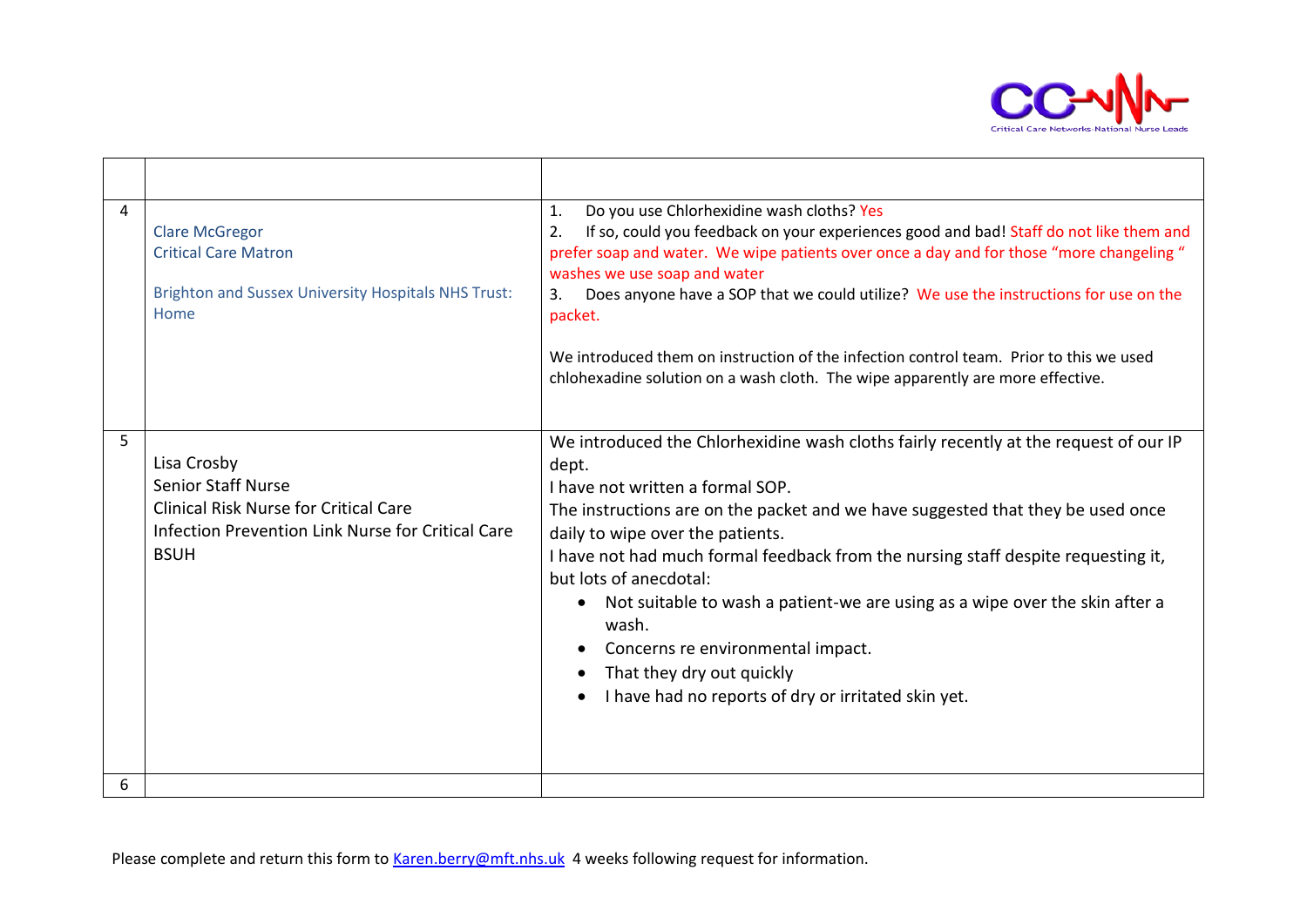| | | |
|---|---|---|
| 4 | Clare McGregor<br>Critical Care Matron<br><br>Brighton and Sussex University Hospitals NHS Trust: Home | 1. Do you use Chlorhexidine wash cloths? Yes<br>2. If so, could you feedback on your experiences good and bad! Staff do not like them and prefer soap and water. We wipe patients over once a day and for those "more changeling " washes we use soap and water<br>3. Does anyone have a SOP that we could utilize? We use the instructions for use on the packet.<br><br>We introduced them on instruction of the infection control team. Prior to this we used chlohexadine solution on a wash cloth. The wipe apparently are more effective. |
| 5 | Lisa Crosby<br>Senior Staff Nurse<br>Clinical Risk Nurse for Critical Care<br>Infection Prevention Link Nurse for Critical Care<br>BSUH | We introduced the Chlorhexidine wash cloths fairly recently at the request of our IP dept.<br>I have not written a formal SOP.<br>The instructions are on the packet and we have suggested that they be used once daily to wipe over the patients.<br>I have not had much formal feedback from the nursing staff despite requesting it, but lots of anecdotal:<br>• Not suitable to wash a patient-we are using as a wipe over the skin after a wash.<br>• Concerns re environmental impact.<br>• That they dry out quickly<br>• I have had no reports of dry or irritated skin yet. |
| 6 | | |

Please complete and return this form to Karen.berry@mft.nhs.uk 4 weeks following request for information.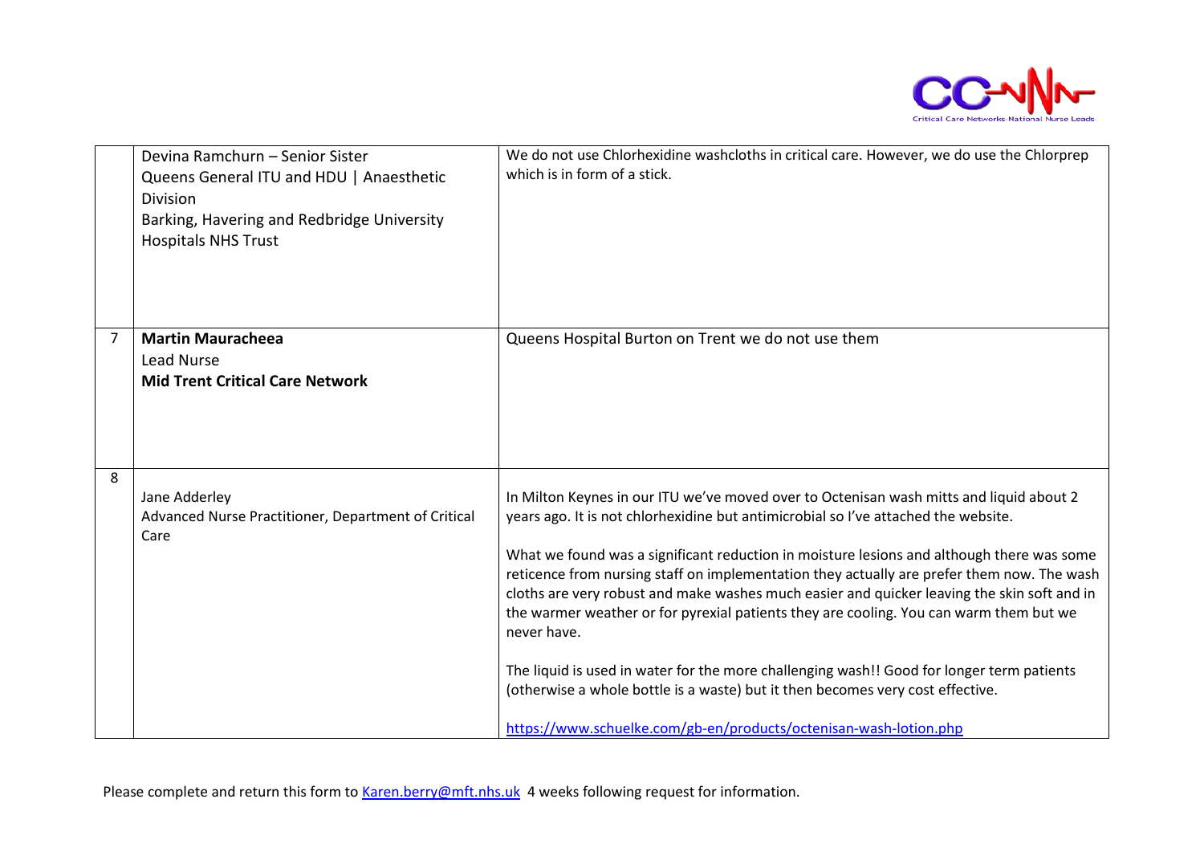| | | |
|---|---|---|
| | Devina Ramchurn – Senior Sister<br>Queens General ITU and HDU \| Anaesthetic Division<br>Barking, Havering and Redbridge University Hospitals NHS Trust | We do not use Chlorhexidine washcloths in critical care. However, we do use the Chlorprep which is in form of a stick. |
| 7 | **Martin Mauracheea**<br>Lead Nurse<br>**Mid Trent Critical Care Network** | Queens Hospital Burton on Trent we do not use them |
| 8 | Jane Adderley<br>Advanced Nurse Practitioner, Department of Critical Care | In Milton Keynes in our ITU we've moved over to Octenisan wash mitts and liquid about 2 years ago. It is not chlorhexidine but antimicrobial so I've attached the website.<br><br>What we found was a significant reduction in moisture lesions and although there was some reticence from nursing staff on implementation they actually are prefer them now. The wash cloths are very robust and make washes much easier and quicker leaving the skin soft and in the warmer weather or for pyrexial patients they are cooling. You can warm them but we never have.<br><br>The liquid is used in water for the more challenging wash!! Good for longer term patients (otherwise a whole bottle is a waste) but it then becomes very cost effective.<br><br>https://www.schuelke.com/gb-en/products/octenisan-wash-lotion.php |

Please complete and return this form to Karen.berry@mft.nhs.uk 4 weeks following request for information.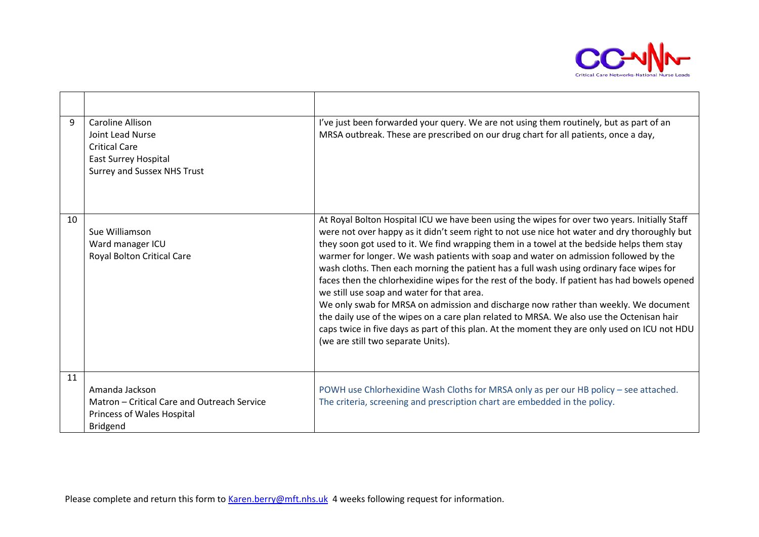| | | |
|---|---|---|
| 9 | Caroline Allison<br>Joint Lead Nurse<br>Critical Care<br>East Surrey Hospital<br>Surrey and Sussex NHS Trust | I've just been forwarded your query. We are not using them routinely, but as part of an MRSA outbreak. These are prescribed on our drug chart for all patients, once a day, |
| 10 | Sue Williamson<br>Ward manager ICU<br>Royal Bolton Critical Care | At Royal Bolton Hospital ICU we have been using the wipes for over two years. Initially Staff were not over happy as it didn't seem right to not use nice hot water and dry thoroughly but they soon got used to it. We find wrapping them in a towel at the bedside helps them stay warmer for longer. We wash patients with soap and water on admission followed by the wash cloths. Then each morning the patient has a full wash using ordinary face wipes for faces then the chlorhexidine wipes for the rest of the body. If patient has had bowels opened we still use soap and water for that area.<br>We only swab for MRSA on admission and discharge now rather than weekly. We document the daily use of the wipes on a care plan related to MRSA. We also use the Octenisan hair caps twice in five days as part of this plan. At the moment they are only used on ICU not HDU (we are still two separate Units). |
| 11 | Amanda Jackson<br>Matron – Critical Care and Outreach Service<br>Princess of Wales Hospital<br>Bridgend | POWH use Chlorhexidine Wash Cloths for MRSA only as per our HB policy – see attached. The criteria, screening and prescription chart are embedded in the policy. |

Please complete and return this form to Karen.berry@mft.nhs.uk 4 weeks following request for information.